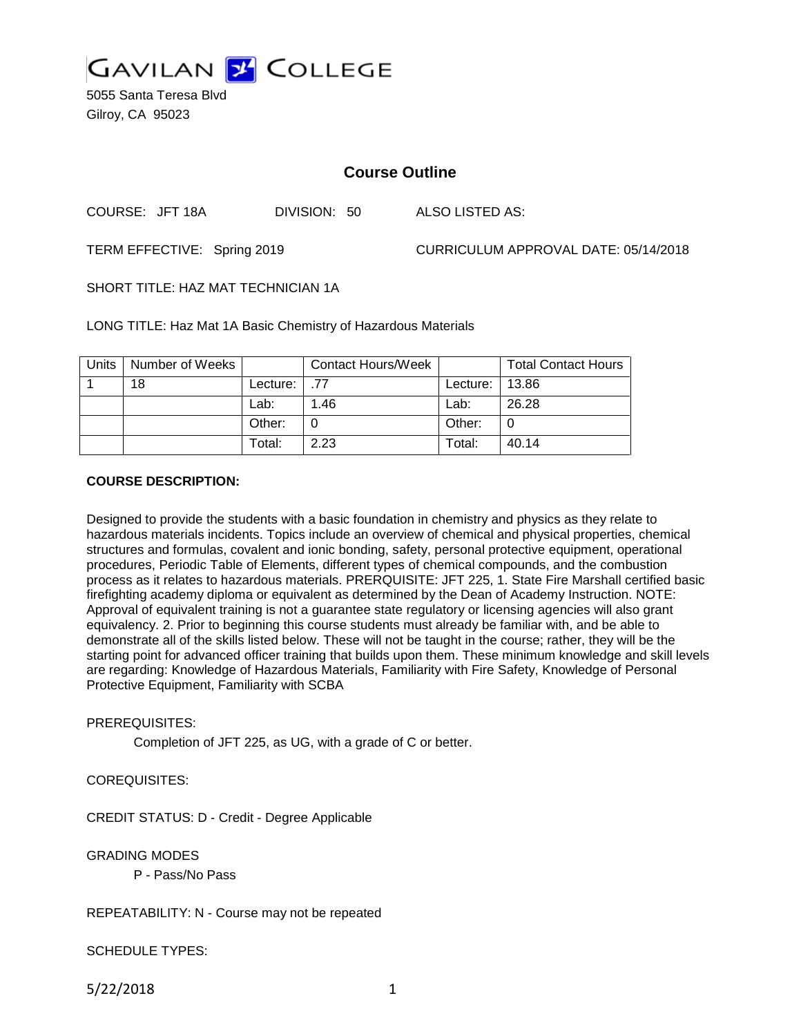GAVILAN COLLEGE

5055 Santa Teresa Blvd
Gilroy, CA 95023

# Course Outline

COURSE: JFT 18A DIVISION: 50 ALSO LISTED AS:

TERM EFFECTIVE: Spring 2019 CURRICULUM APPROVAL DATE: 05/14/2018

SHORT TITLE: HAZ MAT TECHNICIAN 1A

LONG TITLE: Haz Mat 1A Basic Chemistry of Hazardous Materials

| Units | Number of Weeks | | Contact Hours/Week | | Total Contact Hours |
|---|---|---|---|---|---|
| 1 | 18 | Lecture: | .77 | Lecture: | 13.86 |
| | | Lab: | 1.46 | Lab: | 26.28 |
| | | Other: | 0 | Other: | 0 |
| | | Total: | 2.23 | Total: | 40.14 |

**COURSE DESCRIPTION:**

Designed to provide the students with a basic foundation in chemistry and physics as they relate to hazardous materials incidents. Topics include an overview of chemical and physical properties, chemical structures and formulas, covalent and ionic bonding, safety, personal protective equipment, operational procedures, Periodic Table of Elements, different types of chemical compounds, and the combustion process as it relates to hazardous materials. PREREQUISITE: JFT 225, 1. State Fire Marshall certified basic firefighting academy diploma or equivalent as determined by the Dean of Academy Instruction. NOTE: Approval of equivalent training is not a guarantee state regulatory or licensing agencies will also grant equivalency. 2. Prior to beginning this course students must already be familiar with, and be able to demonstrate all of the skills listed below. These will not be taught in the course; rather, they will be the starting point for advanced officer training that builds upon them. These minimum knowledge and skill levels are regarding: Knowledge of Hazardous Materials, Familiarity with Fire Safety, Knowledge of Personal Protective Equipment, Familiarity with SCBA

PREREQUISITES:

Completion of JFT 225, as UG, with a grade of C or better.

COREQUISITES:

CREDIT STATUS: D - Credit - Degree Applicable

GRADING MODES

P - Pass/No Pass

REPEATABILITY: N - Course may not be repeated

SCHEDULE TYPES: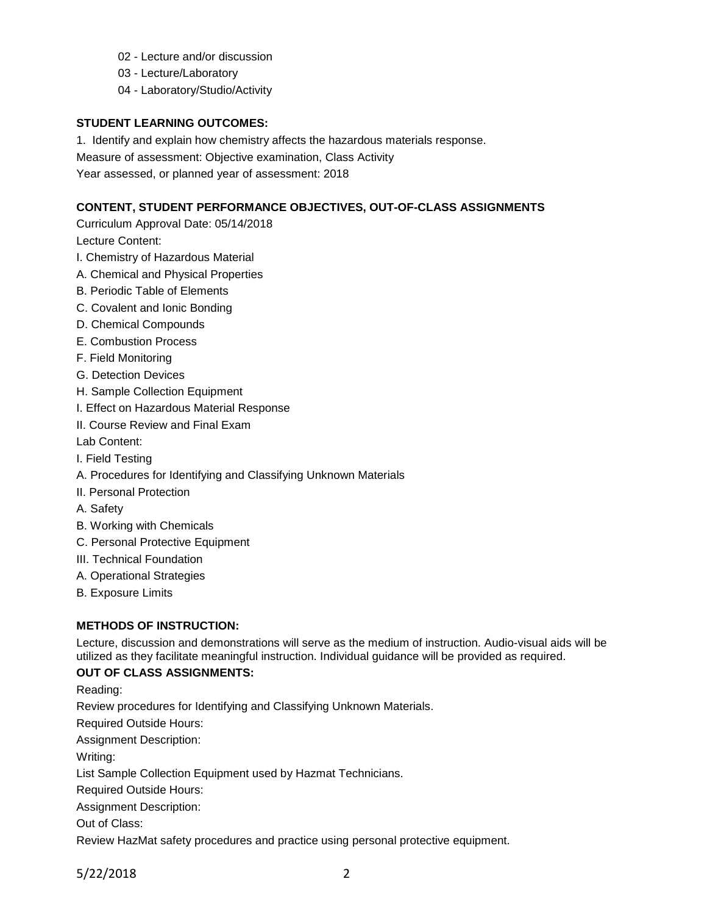02 - Lecture and/or discussion

03 - Lecture/Laboratory

04 - Laboratory/Studio/Activity

**STUDENT LEARNING OUTCOMES:**

1. Identify and explain how chemistry affects the hazardous materials response.

Measure of assessment: Objective examination, Class Activity

Year assessed, or planned year of assessment: 2018

**CONTENT, STUDENT PERFORMANCE OBJECTIVES, OUT-OF-CLASS ASSIGNMENTS**

Curriculum Approval Date: 05/14/2018

Lecture Content:

I. Chemistry of Hazardous Material

A. Chemical and Physical Properties

B. Periodic Table of Elements

C. Covalent and Ionic Bonding

D. Chemical Compounds

E. Combustion Process

F. Field Monitoring

G. Detection Devices

H. Sample Collection Equipment

I. Effect on Hazardous Material Response

II. Course Review and Final Exam

Lab Content:

I. Field Testing

A. Procedures for Identifying and Classifying Unknown Materials

II. Personal Protection

A. Safety

B. Working with Chemicals

C. Personal Protective Equipment

III. Technical Foundation

A. Operational Strategies

B. Exposure Limits

**METHODS OF INSTRUCTION:**

Lecture, discussion and demonstrations will serve as the medium of instruction. Audio-visual aids will be utilized as they facilitate meaningful instruction. Individual guidance will be provided as required.

**OUT OF CLASS ASSIGNMENTS:**

Reading:

Review procedures for Identifying and Classifying Unknown Materials.

Required Outside Hours:

Assignment Description:

Writing:

List Sample Collection Equipment used by Hazmat Technicians.

Required Outside Hours:

Assignment Description:

Out of Class:

Review HazMat safety procedures and practice using personal protective equipment.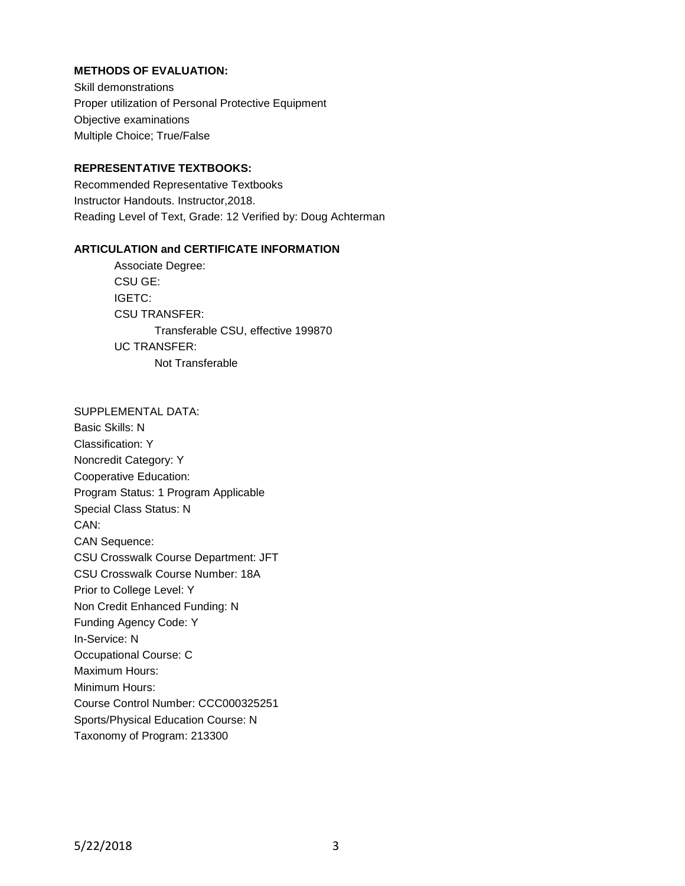**METHODS OF EVALUATION:**

Skill demonstrations
Proper utilization of Personal Protective Equipment
Objective examinations
Multiple Choice; True/False

**REPRESENTATIVE TEXTBOOKS:**

Recommended Representative Textbooks
Instructor Handouts. Instructor,2018.
Reading Level of Text, Grade: 12 Verified by: Doug Achterman

**ARTICULATION and CERTIFICATE INFORMATION**

Associate Degree:
CSU GE:
IGETC:
CSU TRANSFER:
  Transferable CSU, effective 199870
UC TRANSFER:
  Not Transferable

SUPPLEMENTAL DATA:
Basic Skills: N
Classification: Y
Noncredit Category: Y
Cooperative Education:
Program Status: 1 Program Applicable
Special Class Status: N
CAN:
CAN Sequence:
CSU Crosswalk Course Department: JFT
CSU Crosswalk Course Number: 18A
Prior to College Level: Y
Non Credit Enhanced Funding: N
Funding Agency Code: Y
In-Service: N
Occupational Course: C
Maximum Hours:
Minimum Hours:
Course Control Number: CCC000325251
Sports/Physical Education Course: N
Taxonomy of Program: 213300